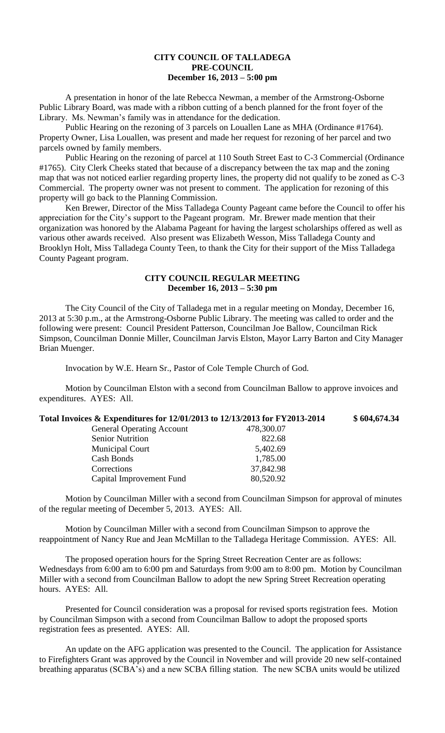**CITY COUNCIL OF TALLADEGA**
**PRE-COUNCIL**
**December 16, 2013 – 5:00 pm**

A presentation in honor of the late Rebecca Newman, a member of the Armstrong-Osborne Public Library Board, was made with a ribbon cutting of a bench planned for the front foyer of the Library. Ms. Newman's family was in attendance for the dedication.

Public Hearing on the rezoning of 3 parcels on Louallen Lane as MHA (Ordinance #1764). Property Owner, Lisa Louallen, was present and made her request for rezoning of her parcel and two parcels owned by family members.

Public Hearing on the rezoning of parcel at 110 South Street East to C-3 Commercial (Ordinance #1765). City Clerk Cheeks stated that because of a discrepancy between the tax map and the zoning map that was not noticed earlier regarding property lines, the property did not qualify to be zoned as C-3 Commercial. The property owner was not present to comment. The application for rezoning of this property will go back to the Planning Commission.

Ken Brewer, Director of the Miss Talladega County Pageant came before the Council to offer his appreciation for the City's support to the Pageant program. Mr. Brewer made mention that their organization was honored by the Alabama Pageant for having the largest scholarships offered as well as various other awards received. Also present was Elizabeth Wesson, Miss Talladega County and Brooklyn Holt, Miss Talladega County Teen, to thank the City for their support of the Miss Talladega County Pageant program.

**CITY COUNCIL REGULAR MEETING**
**December 16, 2013 – 5:30 pm**

The City Council of the City of Talladega met in a regular meeting on Monday, December 16, 2013 at 5:30 p.m., at the Armstrong-Osborne Public Library. The meeting was called to order and the following were present: Council President Patterson, Councilman Joe Ballow, Councilman Rick Simpson, Councilman Donnie Miller, Councilman Jarvis Elston, Mayor Larry Barton and City Manager Brian Muenger.

Invocation by W.E. Hearn Sr., Pastor of Cole Temple Church of God.

Motion by Councilman Elston with a second from Councilman Ballow to approve invoices and expenditures. AYES: All.

**Total Invoices & Expenditures for 12/01/2013 to 12/13/2013 for FY2013-2014 $ 604,674.34**

| | |
|---|---|
| General Operating Account | 478,300.07 |
| Senior Nutrition | 822.68 |
| Municipal Court | 5,402.69 |
| Cash Bonds | 1,785.00 |
| Corrections | 37,842.98 |
| Capital Improvement Fund | 80,520.92 |

Motion by Councilman Miller with a second from Councilman Simpson for approval of minutes of the regular meeting of December 5, 2013. AYES: All.

Motion by Councilman Miller with a second from Councilman Simpson to approve the reappointment of Nancy Rue and Jean McMillan to the Talladega Heritage Commission. AYES: All.

The proposed operation hours for the Spring Street Recreation Center are as follows: Wednesdays from 6:00 am to 6:00 pm and Saturdays from 9:00 am to 8:00 pm. Motion by Councilman Miller with a second from Councilman Ballow to adopt the new Spring Street Recreation operating hours. AYES: All.

Presented for Council consideration was a proposal for revised sports registration fees. Motion by Councilman Simpson with a second from Councilman Ballow to adopt the proposed sports registration fees as presented. AYES: All.

An update on the AFG application was presented to the Council. The application for Assistance to Firefighters Grant was approved by the Council in November and will provide 20 new self-contained breathing apparatus (SCBA's) and a new SCBA filling station. The new SCBA units would be utilized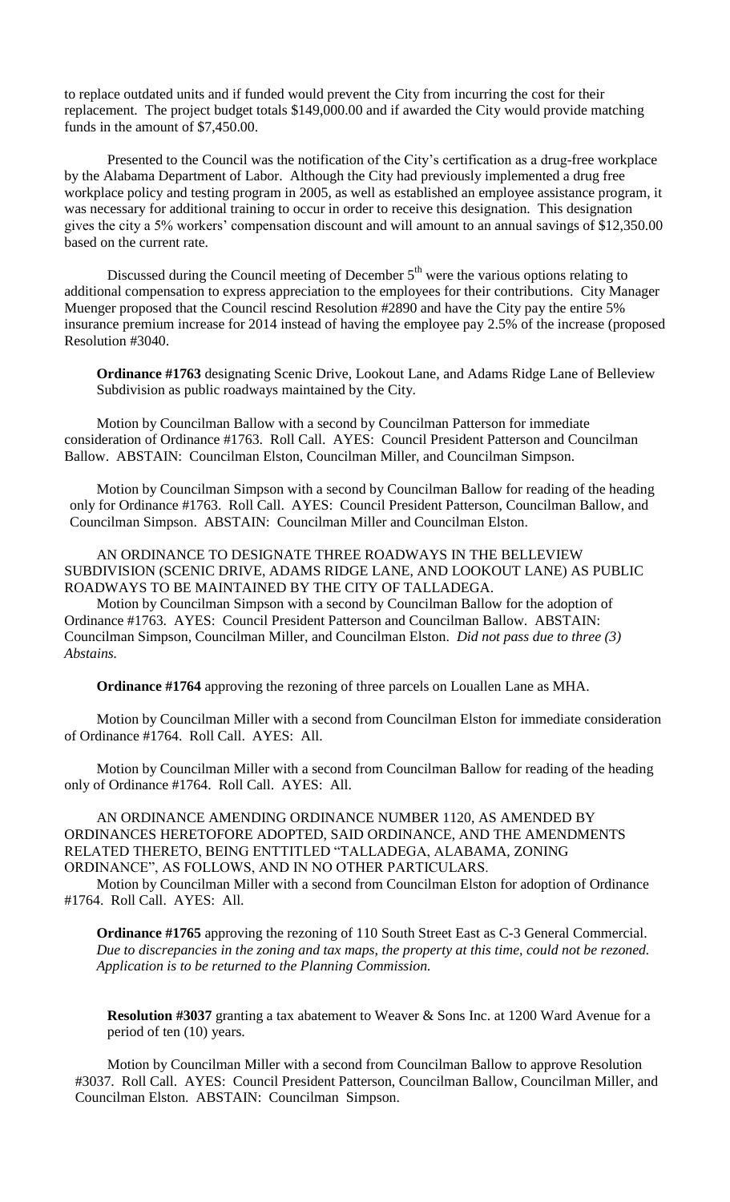to replace outdated units and if funded would prevent the City from incurring the cost for their replacement. The project budget totals $149,000.00 and if awarded the City would provide matching funds in the amount of $7,450.00.

Presented to the Council was the notification of the City's certification as a drug-free workplace by the Alabama Department of Labor. Although the City had previously implemented a drug free workplace policy and testing program in 2005, as well as established an employee assistance program, it was necessary for additional training to occur in order to receive this designation. This designation gives the city a 5% workers' compensation discount and will amount to an annual savings of $12,350.00 based on the current rate.

Discussed during the Council meeting of December 5th were the various options relating to additional compensation to express appreciation to the employees for their contributions. City Manager Muenger proposed that the Council rescind Resolution #2890 and have the City pay the entire 5% insurance premium increase for 2014 instead of having the employee pay 2.5% of the increase (proposed Resolution #3040.

**Ordinance #1763** designating Scenic Drive, Lookout Lane, and Adams Ridge Lane of Belleview Subdivision as public roadways maintained by the City.

Motion by Councilman Ballow with a second by Councilman Patterson for immediate consideration of Ordinance #1763. Roll Call. AYES: Council President Patterson and Councilman Ballow. ABSTAIN: Councilman Elston, Councilman Miller, and Councilman Simpson.

Motion by Councilman Simpson with a second by Councilman Ballow for reading of the heading only for Ordinance #1763. Roll Call. AYES: Council President Patterson, Councilman Ballow, and Councilman Simpson. ABSTAIN: Councilman Miller and Councilman Elston.

AN ORDINANCE TO DESIGNATE THREE ROADWAYS IN THE BELLEVIEW SUBDIVISION (SCENIC DRIVE, ADAMS RIDGE LANE, AND LOOKOUT LANE) AS PUBLIC ROADWAYS TO BE MAINTAINED BY THE CITY OF TALLADEGA.

Motion by Councilman Simpson with a second by Councilman Ballow for the adoption of Ordinance #1763. AYES: Council President Patterson and Councilman Ballow. ABSTAIN: Councilman Simpson, Councilman Miller, and Councilman Elston. *Did not pass due to three (3) Abstains.*

**Ordinance #1764** approving the rezoning of three parcels on Louallen Lane as MHA.

Motion by Councilman Miller with a second from Councilman Elston for immediate consideration of Ordinance #1764. Roll Call. AYES: All.

Motion by Councilman Miller with a second from Councilman Ballow for reading of the heading only of Ordinance #1764. Roll Call. AYES: All.

AN ORDINANCE AMENDING ORDINANCE NUMBER 1120, AS AMENDED BY ORDINANCES HERETOFORE ADOPTED, SAID ORDINANCE, AND THE AMENDMENTS RELATED THERETO, BEING ENTTITLED "TALLADEGA, ALABAMA, ZONING ORDINANCE", AS FOLLOWS, AND IN NO OTHER PARTICULARS.

Motion by Councilman Miller with a second from Councilman Elston for adoption of Ordinance #1764. Roll Call. AYES: All.

**Ordinance #1765** approving the rezoning of 110 South Street East as C-3 General Commercial. *Due to discrepancies in the zoning and tax maps, the property at this time, could not be rezoned. Application is to be returned to the Planning Commission.*

**Resolution #3037** granting a tax abatement to Weaver & Sons Inc. at 1200 Ward Avenue for a period of ten (10) years.

Motion by Councilman Miller with a second from Councilman Ballow to approve Resolution #3037. Roll Call. AYES: Council President Patterson, Councilman Ballow, Councilman Miller, and Councilman Elston. ABSTAIN: Councilman Simpson.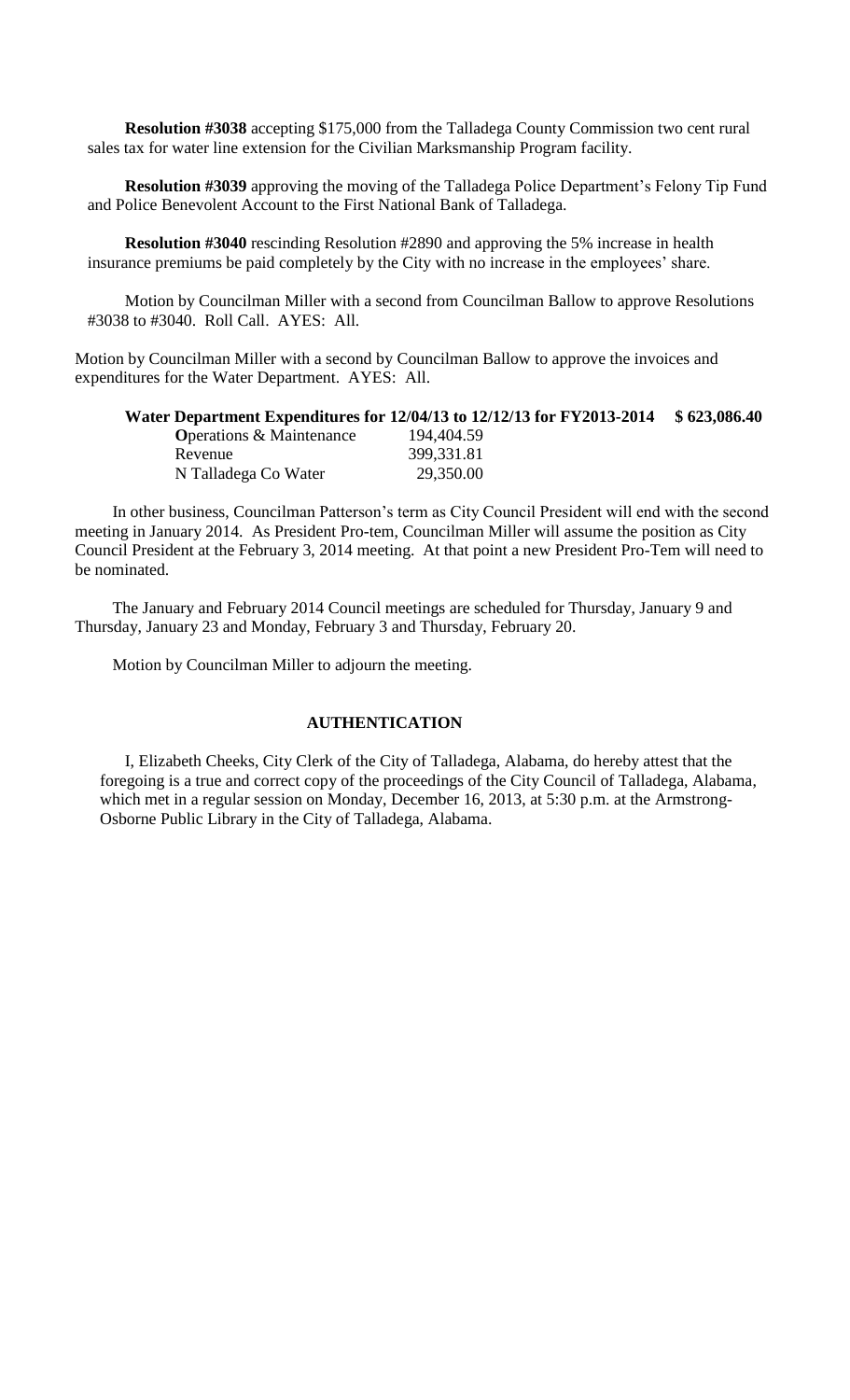**Resolution #3038** accepting $175,000 from the Talladega County Commission two cent rural sales tax for water line extension for the Civilian Marksmanship Program facility.

**Resolution #3039** approving the moving of the Talladega Police Department's Felony Tip Fund and Police Benevolent Account to the First National Bank of Talladega.

**Resolution #3040** rescinding Resolution #2890 and approving the 5% increase in health insurance premiums be paid completely by the City with no increase in the employees' share.

Motion by Councilman Miller with a second from Councilman Ballow to approve Resolutions #3038 to #3040. Roll Call. AYES: All.

Motion by Councilman Miller with a second by Councilman Ballow to approve the invoices and expenditures for the Water Department. AYES: All.

**Water Department Expenditures for 12/04/13 to 12/12/13 for FY2013-2014 $ 623,086.40**

| | |
|---|---|
| **O**perations & Maintenance | 194,404.59 |
| Revenue | 399,331.81 |
| N Talladega Co Water | 29,350.00 |

In other business, Councilman Patterson's term as City Council President will end with the second meeting in January 2014. As President Pro-tem, Councilman Miller will assume the position as City Council President at the February 3, 2014 meeting. At that point a new President Pro-Tem will need to be nominated.

The January and February 2014 Council meetings are scheduled for Thursday, January 9 and Thursday, January 23 and Monday, February 3 and Thursday, February 20.

Motion by Councilman Miller to adjourn the meeting.

**AUTHENTICATION**

I, Elizabeth Cheeks, City Clerk of the City of Talladega, Alabama, do hereby attest that the foregoing is a true and correct copy of the proceedings of the City Council of Talladega, Alabama, which met in a regular session on Monday, December 16, 2013, at 5:30 p.m. at the Armstrong-Osborne Public Library in the City of Talladega, Alabama.